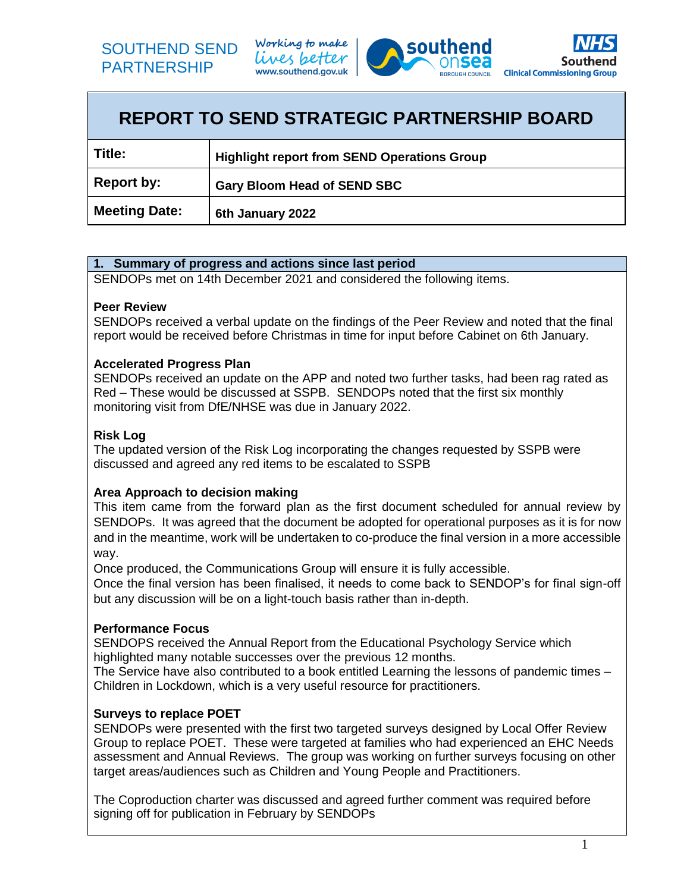SOUTHEND SEND PARTNERSHIP

Working to make lives better
www.southend.gov.uk

southend onsea BOROUGH COUNCIL

NHS Southend Clinical Commissioning Group

# REPORT TO SEND STRATEGIC PARTNERSHIP BOARD

| | |
|---|---|
| **Title:** | **Highlight report from SEND Operations Group** |
| **Report by:** | **Gary Bloom Head of SEND SBC** |
| **Meeting Date:** | **6th January 2022** |

## 1. Summary of progress and actions since last period

SENDOPs met on 14th December 2021 and considered the following items.

**Peer Review**

SENDOPs received a verbal update on the findings of the Peer Review and noted that the final report would be received before Christmas in time for input before Cabinet on 6th January.

**Accelerated Progress Plan**

SENDOPs received an update on the APP and noted two further tasks, had been rag rated as Red – These would be discussed at SSPB. SENDOPs noted that the first six monthly monitoring visit from DfE/NHSE was due in January 2022.

**Risk Log**

The updated version of the Risk Log incorporating the changes requested by SSPB were discussed and agreed any red items to be escalated to SSPB

**Area Approach to decision making**

This item came from the forward plan as the first document scheduled for annual review by SENDOPs. It was agreed that the document be adopted for operational purposes as it is for now and in the meantime, work will be undertaken to co-produce the final version in a more accessible way.

Once produced, the Communications Group will ensure it is fully accessible.

Once the final version has been finalised, it needs to come back to SENDOP's for final sign-off but any discussion will be on a light-touch basis rather than in-depth.

**Performance Focus**

SENDOPS received the Annual Report from the Educational Psychology Service which highlighted many notable successes over the previous 12 months.

The Service have also contributed to a book entitled Learning the lessons of pandemic times – Children in Lockdown, which is a very useful resource for practitioners.

**Surveys to replace POET**

SENDOPs were presented with the first two targeted surveys designed by Local Offer Review Group to replace POET. These were targeted at families who had experienced an EHC Needs assessment and Annual Reviews. The group was working on further surveys focusing on other target areas/audiences such as Children and Young People and Practitioners.

The Coproduction charter was discussed and agreed further comment was required before signing off for publication in February by SENDOPs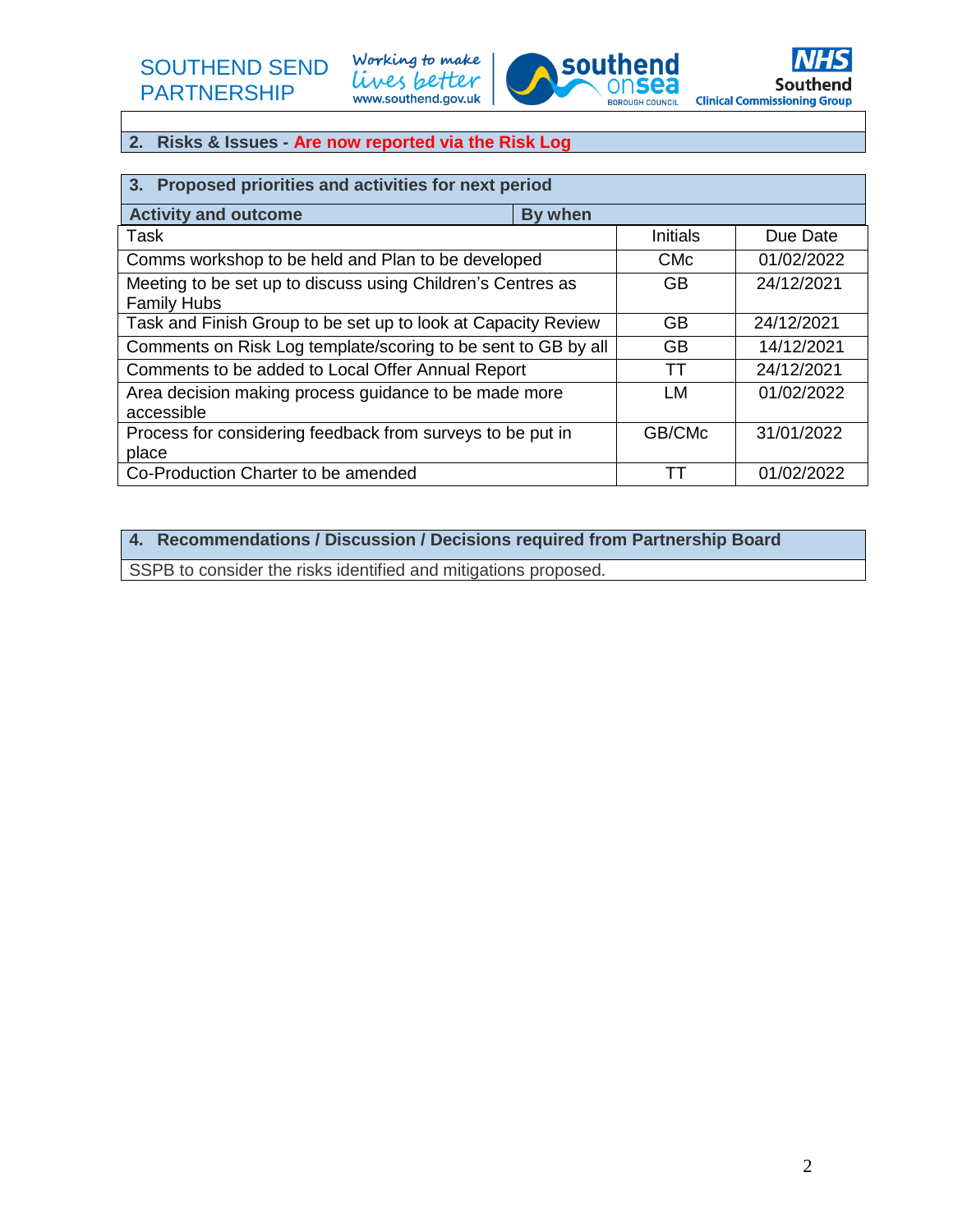## 2. Risks & Issues - Are now reported via the Risk Log

## 3. Proposed priorities and activities for next period

| Activity and outcome | By when | |
|---|---|---|
| Task | Initials | Due Date |
| Comms workshop to be held and Plan to be developed | CMc | 01/02/2022 |
| Meeting to be set up to discuss using Children's Centres as Family Hubs | GB | 24/12/2021 |
| Task and Finish Group to be set up to look at Capacity Review | GB | 24/12/2021 |
| Comments on Risk Log template/scoring to be sent to GB by all | GB | 14/12/2021 |
| Comments to be added to Local Offer Annual Report | TT | 24/12/2021 |
| Area decision making process guidance to be made more accessible | LM | 01/02/2022 |
| Process for considering feedback from surveys to be put in place | GB/CMc | 31/01/2022 |
| Co-Production Charter to be amended | TT | 01/02/2022 |

## 4. Recommendations / Discussion / Decisions required from Partnership Board

SSPB to consider the risks identified and mitigations proposed.